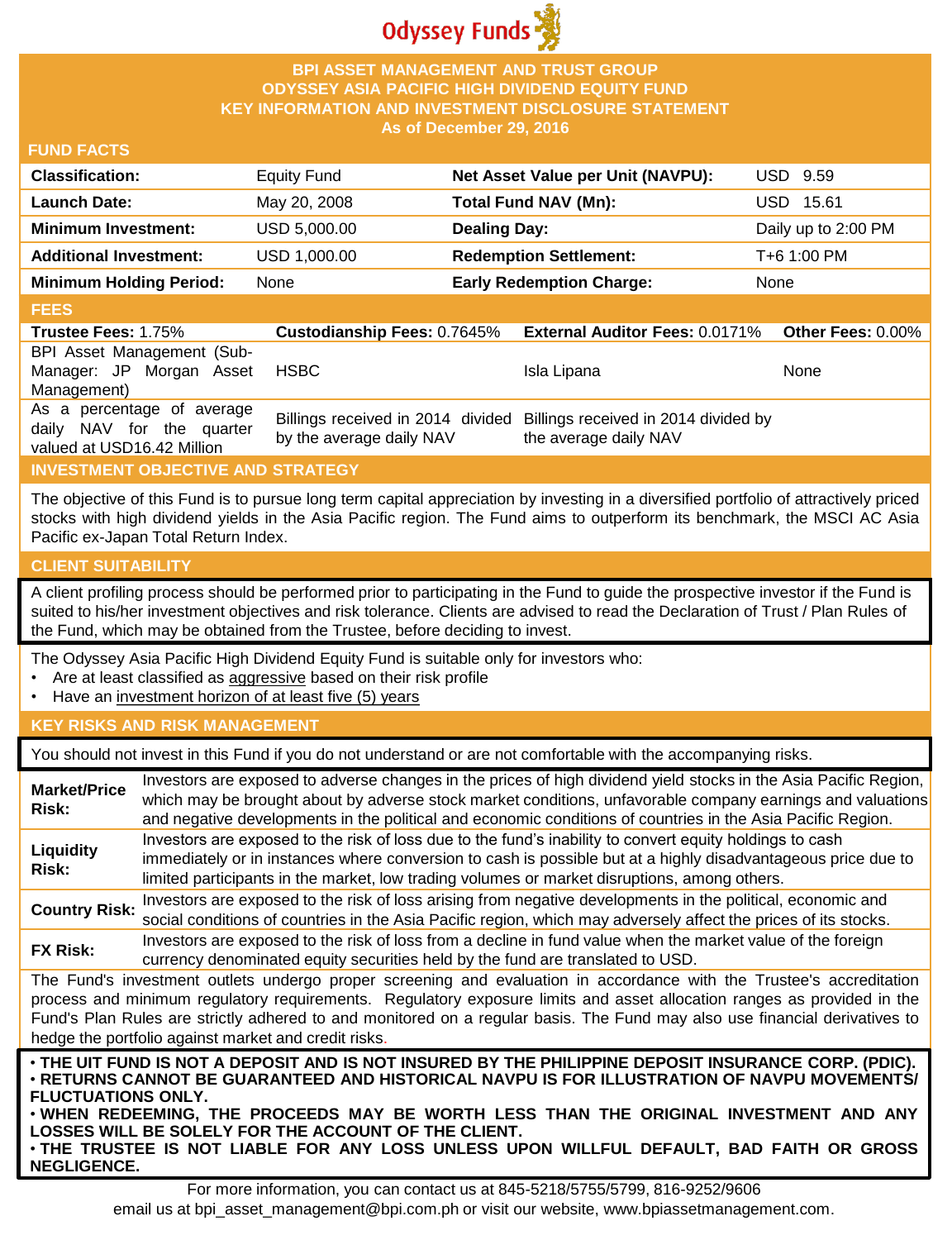Odyssey Funds

# BPI ASSET MANAGEMENT AND TRUST GROUP
# ODYSSEY ASIA PACIFIC HIGH DIVIDEND EQUITY FUND
## KEY INFORMATION AND INVESTMENT DISCLOSURE STATEMENT
### As of December 29, 2016

## FUND FACTS

| | | | |
|---|---|---|---|
| **Classification:** | Equity Fund | **Net Asset Value per Unit (NAVPU):** | USD 9.59 |
| **Launch Date:** | May 20, 2008 | **Total Fund NAV (Mn):** | USD 15.61 |
| **Minimum Investment:** | USD 5,000.00 | **Dealing Day:** | Daily up to 2:00 PM |
| **Additional Investment:** | USD 1,000.00 | **Redemption Settlement:** | T+6 1:00 PM |
| **Minimum Holding Period:** | None | **Early Redemption Charge:** | None |

## FEES

| **Trustee Fees:** 1.75% | **Custodianship Fees:** 0.7645% | **External Auditor Fees:** 0.0171% | **Other Fees:** 0.00% |
|---|---|---|---|
| BPI Asset Management (Sub-Manager: JP Morgan Asset Management) | HSBC | Isla Lipana | None |
| As a percentage of average daily NAV for the quarter valued at USD16.42 Million | Billings received in 2014 divided by the average daily NAV | Billings received in 2014 divided by the average daily NAV | |

## INVESTMENT OBJECTIVE AND STRATEGY

The objective of this Fund is to pursue long term capital appreciation by investing in a diversified portfolio of attractively priced stocks with high dividend yields in the Asia Pacific region. The Fund aims to outperform its benchmark, the MSCI AC Asia Pacific ex-Japan Total Return Index.

## CLIENT SUITABILITY

A client profiling process should be performed prior to participating in the Fund to guide the prospective investor if the Fund is suited to his/her investment objectives and risk tolerance. Clients are advised to read the Declaration of Trust / Plan Rules of the Fund, which may be obtained from the Trustee, before deciding to invest.

The Odyssey Asia Pacific High Dividend Equity Fund is suitable only for investors who:

- Are at least classified as aggressive based on their risk profile
- Have an investment horizon of at least five (5) years

## KEY RISKS AND RISK MANAGEMENT

You should not invest in this Fund if you do not understand or are not comfortable with the accompanying risks.

| | |
|---|---|
| **Market/Price Risk:** | Investors are exposed to adverse changes in the prices of high dividend yield stocks in the Asia Pacific Region, which may be brought about by adverse stock market conditions, unfavorable company earnings and valuations and negative developments in the political and economic conditions of countries in the Asia Pacific Region. |
| **Liquidity Risk:** | Investors are exposed to the risk of loss due to the fund's inability to convert equity holdings to cash immediately or in instances where conversion to cash is possible but at a highly disadvantageous price due to limited participants in the market, low trading volumes or market disruptions, among others. |
| **Country Risk:** | Investors are exposed to the risk of loss arising from negative developments in the political, economic and social conditions of countries in the Asia Pacific region, which may adversely affect the prices of its stocks. |
| **FX Risk:** | Investors are exposed to the risk of loss from a decline in fund value when the market value of the foreign currency denominated equity securities held by the fund are translated to USD. |

The Fund's investment outlets undergo proper screening and evaluation in accordance with the Trustee's accreditation process and minimum regulatory requirements. Regulatory exposure limits and asset allocation ranges as provided in the Fund's Plan Rules are strictly adhered to and monitored on a regular basis. The Fund may also use financial derivatives to hedge the portfolio against market and credit risks.

- **THE UIT FUND IS NOT A DEPOSIT AND IS NOT INSURED BY THE PHILIPPINE DEPOSIT INSURANCE CORP. (PDIC).**
- **RETURNS CANNOT BE GUARANTEED AND HISTORICAL NAVPU IS FOR ILLUSTRATION OF NAVPU MOVEMENTS/ FLUCTUATIONS ONLY.**
- **WHEN REDEEMING, THE PROCEEDS MAY BE WORTH LESS THAN THE ORIGINAL INVESTMENT AND ANY LOSSES WILL BE SOLELY FOR THE ACCOUNT OF THE CLIENT.**
- **THE TRUSTEE IS NOT LIABLE FOR ANY LOSS UNLESS UPON WILLFUL DEFAULT, BAD FAITH OR GROSS NEGLIGENCE.**

For more information, you can contact us at 845-5218/5755/5799, 816-9252/9606
email us at bpi_asset_management@bpi.com.ph or visit our website, www.bpiassetmanagement.com.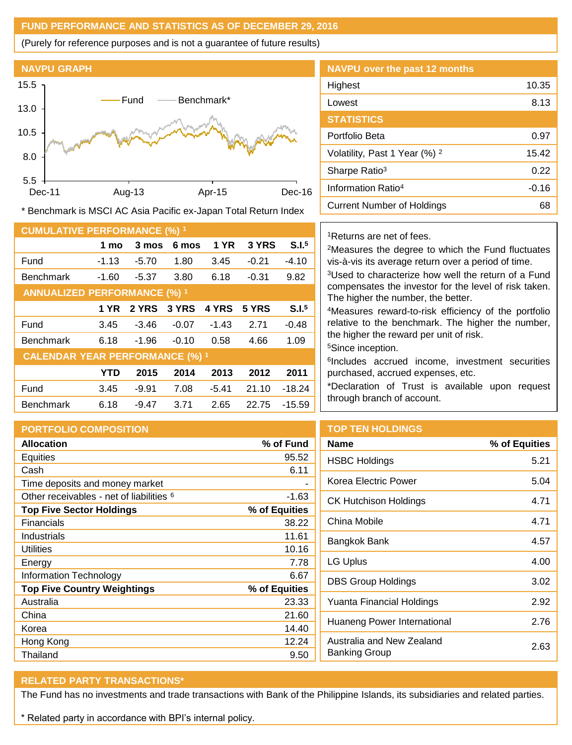## FUND PERFORMANCE AND STATISTICS AS OF DECEMBER 29, 2016

(Purely for reference purposes and is not a guarantee of future results)

### NAVPU GRAPH

15.5
13.0
10.5
8.0
5.5

Fund
Benchmark*

Dec-11
Aug-13
Apr-15
Dec-16

* Benchmark is MSCI AC Asia Pacific ex-Japan Total Return Index

### NAVPU over the past 12 months

| | |
|---|---|
| Highest | 10.35 |
| Lowest | 8.13 |

### STATISTICS

| | |
|---|---|
| Portfolio Beta | 0.97 |
| Volatility, Past 1 Year (%) [2] | 15.42 |
| Sharpe Ratio[3] | 0.22 |
| Information Ratio[4] | -0.16 |
| Current Number of Holdings | 68 |

### CUMULATIVE PERFORMANCE (%) [1]

| | 1 mo | 3 mos | 6 mos | 1 YR | 3 YRS | S.I.[5] |
|---|---|---|---|---|---|---|
| Fund | -1.13 | -5.70 | 1.80 | 3.45 | -0.21 | -4.10 |
| Benchmark | -1.60 | -5.37 | 3.80 | 6.18 | -0.31 | 9.82 |

### ANNUALIZED PERFORMANCE (%) [1]

| | 1 YR | 2 YRS | 3 YRS | 4 YRS | 5 YRS | S.I.[5] |
|---|---|---|---|---|---|---|
| Fund | 3.45 | -3.46 | -0.07 | -1.43 | 2.71 | -0.48 |
| Benchmark | 6.18 | -1.96 | -0.10 | 0.58 | 4.66 | 1.09 |

### CALENDAR YEAR PERFORMANCE (%) [1]

| | YTD | 2015 | 2014 | 2013 | 2012 | 2011 |
|---|---|---|---|---|---|---|
| Fund | 3.45 | -9.91 | 7.08 | -5.41 | 21.10 | -18.24 |
| Benchmark | 6.18 | -9.47 | 3.71 | 2.65 | 22.75 | -15.59 |

[1]Returns are net of fees.

[2]Measures the degree to which the Fund fluctuates vis-à-vis its average return over a period of time.

[3]Used to characterize how well the return of a Fund compensates the investor for the level of risk taken. The higher the number, the better.

[4]Measures reward-to-risk efficiency of the portfolio relative to the benchmark. The higher the number, the higher the reward per unit of risk.

[5]Since inception.

[6]Includes accrued income, investment securities purchased, accrued expenses, etc.

*Declaration of Trust is available upon request through branch of account.

### PORTFOLIO COMPOSITION

| Allocation | % of Fund |
|---|---|
| Equities | 95.52 |
| Cash | 6.11 |
| Time deposits and money market | - |
| Other receivables - net of liabilities [6] | -1.63 |
| **Top Five Sector Holdings** | **% of Equities** |
| Financials | 38.22 |
| Industrials | 11.61 |
| Utilities | 10.16 |
| Energy | 7.78 |
| Information Technology | 6.67 |
| **Top Five Country Weightings** | **% of Equities** |
| Australia | 23.33 |
| China | 21.60 |
| Korea | 14.40 |
| Hong Kong | 12.24 |
| Thailand | 9.50 |

### TOP TEN HOLDINGS

| Name | % of Equities |
|---|---|
| HSBC Holdings | 5.21 |
| Korea Electric Power | 5.04 |
| CK Hutchison Holdings | 4.71 |
| China Mobile | 4.71 |
| Bangkok Bank | 4.57 |
| LG Uplus | 4.00 |
| DBS Group Holdings | 3.02 |
| Yuanta Financial Holdings | 2.92 |
| Huaneng Power International | 2.76 |
| Australia and New Zealand Banking Group | 2.63 |

### RELATED PARTY TRANSACTIONS*

The Fund has no investments and trade transactions with Bank of the Philippine Islands, its subsidiaries and related parties.

* Related party in accordance with BPI's internal policy.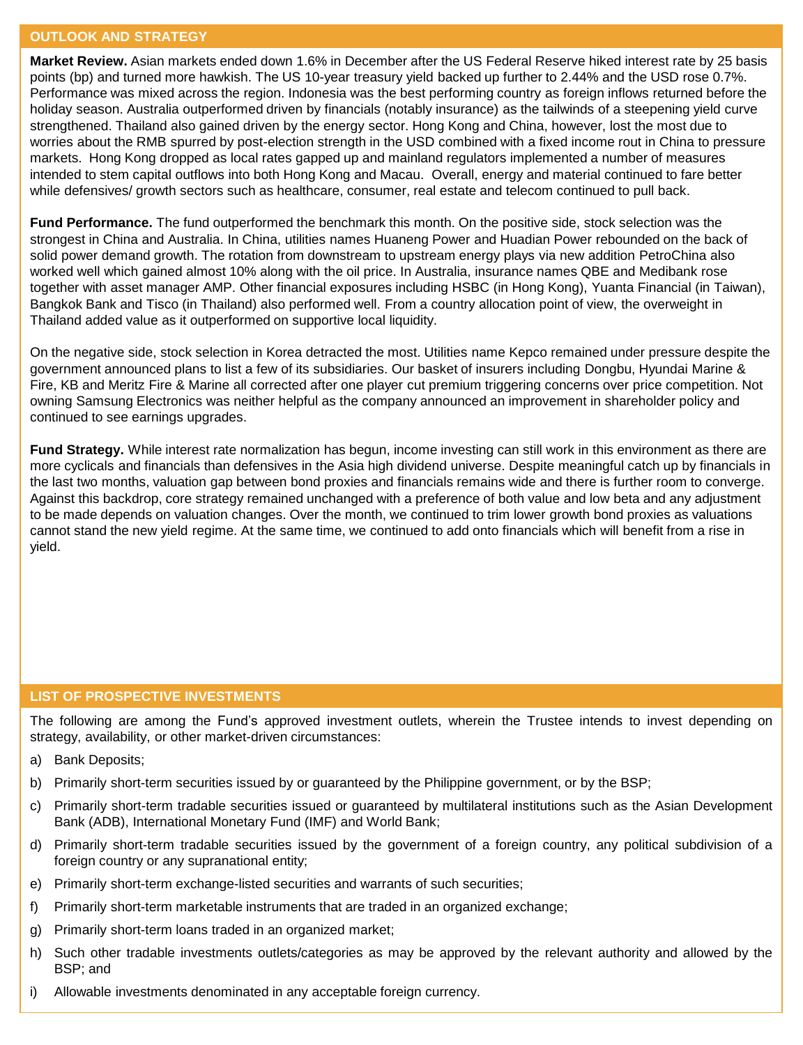## OUTLOOK AND STRATEGY

**Market Review.** Asian markets ended down 1.6% in December after the US Federal Reserve hiked interest rate by 25 basis points (bp) and turned more hawkish. The US 10-year treasury yield backed up further to 2.44% and the USD rose 0.7%. Performance was mixed across the region. Indonesia was the best performing country as foreign inflows returned before the holiday season. Australia outperformed driven by financials (notably insurance) as the tailwinds of a steepening yield curve strengthened. Thailand also gained driven by the energy sector. Hong Kong and China, however, lost the most due to worries about the RMB spurred by post-election strength in the USD combined with a fixed income rout in China to pressure markets. Hong Kong dropped as local rates gapped up and mainland regulators implemented a number of measures intended to stem capital outflows into both Hong Kong and Macau. Overall, energy and material continued to fare better while defensives/ growth sectors such as healthcare, consumer, real estate and telecom continued to pull back.

**Fund Performance.** The fund outperformed the benchmark this month. On the positive side, stock selection was the strongest in China and Australia. In China, utilities names Huaneng Power and Huadian Power rebounded on the back of solid power demand growth. The rotation from downstream to upstream energy plays via new addition PetroChina also worked well which gained almost 10% along with the oil price. In Australia, insurance names QBE and Medibank rose together with asset manager AMP. Other financial exposures including HSBC (in Hong Kong), Yuanta Financial (in Taiwan), Bangkok Bank and Tisco (in Thailand) also performed well. From a country allocation point of view, the overweight in Thailand added value as it outperformed on supportive local liquidity.

On the negative side, stock selection in Korea detracted the most. Utilities name Kepco remained under pressure despite the government announced plans to list a few of its subsidiaries. Our basket of insurers including Dongbu, Hyundai Marine & Fire, KB and Meritz Fire & Marine all corrected after one player cut premium triggering concerns over price competition. Not owning Samsung Electronics was neither helpful as the company announced an improvement in shareholder policy and continued to see earnings upgrades.

**Fund Strategy.** While interest rate normalization has begun, income investing can still work in this environment as there are more cyclicals and financials than defensives in the Asia high dividend universe. Despite meaningful catch up by financials in the last two months, valuation gap between bond proxies and financials remains wide and there is further room to converge. Against this backdrop, core strategy remained unchanged with a preference of both value and low beta and any adjustment to be made depends on valuation changes. Over the month, we continued to trim lower growth bond proxies as valuations cannot stand the new yield regime. At the same time, we continued to add onto financials which will benefit from a rise in yield.

## LIST OF PROSPECTIVE INVESTMENTS

The following are among the Fund's approved investment outlets, wherein the Trustee intends to invest depending on strategy, availability, or other market-driven circumstances:

a) Bank Deposits;

b) Primarily short-term securities issued by or guaranteed by the Philippine government, or by the BSP;

c) Primarily short-term tradable securities issued or guaranteed by multilateral institutions such as the Asian Development Bank (ADB), International Monetary Fund (IMF) and World Bank;

d) Primarily short-term tradable securities issued by the government of a foreign country, any political subdivision of a foreign country or any supranational entity;

e) Primarily short-term exchange-listed securities and warrants of such securities;

f) Primarily short-term marketable instruments that are traded in an organized exchange;

g) Primarily short-term loans traded in an organized market;

h) Such other tradable investments outlets/categories as may be approved by the relevant authority and allowed by the BSP; and

i) Allowable investments denominated in any acceptable foreign currency.